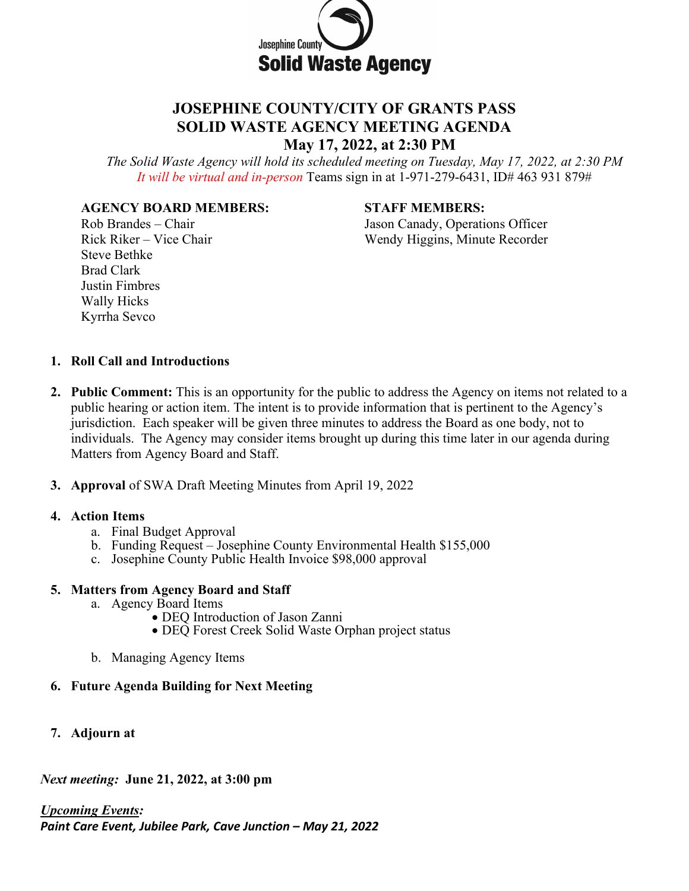Josephine County
**Solid Waste Agency**

# JOSEPHINE COUNTY/CITY OF GRANTS PASS
# SOLID WASTE AGENCY MEETING AGENDA
## May 17, 2022, at 2:30 PM

*The Solid Waste Agency will hold its scheduled meeting on Tuesday, May 17, 2022, at 2:30 PM*
*It will be virtual and in-person* Teams sign in at 1-971-279-6431, ID# 463 931 879#

**AGENCY BOARD MEMBERS:**
Rob Brandes – Chair
Rick Riker – Vice Chair
Steve Bethke
Brad Clark
Justin Fimbres
Wally Hicks
Kyrrha Sevco

**STAFF MEMBERS:**
Jason Canady, Operations Officer
Wendy Higgins, Minute Recorder

1. **Roll Call and Introductions**

2. **Public Comment:** This is an opportunity for the public to address the Agency on items not related to a public hearing or action item. The intent is to provide information that is pertinent to the Agency's jurisdiction. Each speaker will be given three minutes to address the Board as one body, not to individuals. The Agency may consider items brought up during this time later in our agenda during Matters from Agency Board and Staff.

3. **Approval** of SWA Draft Meeting Minutes from April 19, 2022

4. **Action Items**
   a. Final Budget Approval
   b. Funding Request – Josephine County Environmental Health $155,000
   c. Josephine County Public Health Invoice $98,000 approval

5. **Matters from Agency Board and Staff**
   a. Agency Board Items
      - DEQ Introduction of Jason Zanni
      - DEQ Forest Creek Solid Waste Orphan project status

   b. Managing Agency Items

6. **Future Agenda Building for Next Meeting**

7. **Adjourn at**

***Next meeting:* June 21, 2022, at 3:00 pm**

***Upcoming Events:***
***Paint Care Event, Jubilee Park, Cave Junction – May 21, 2022***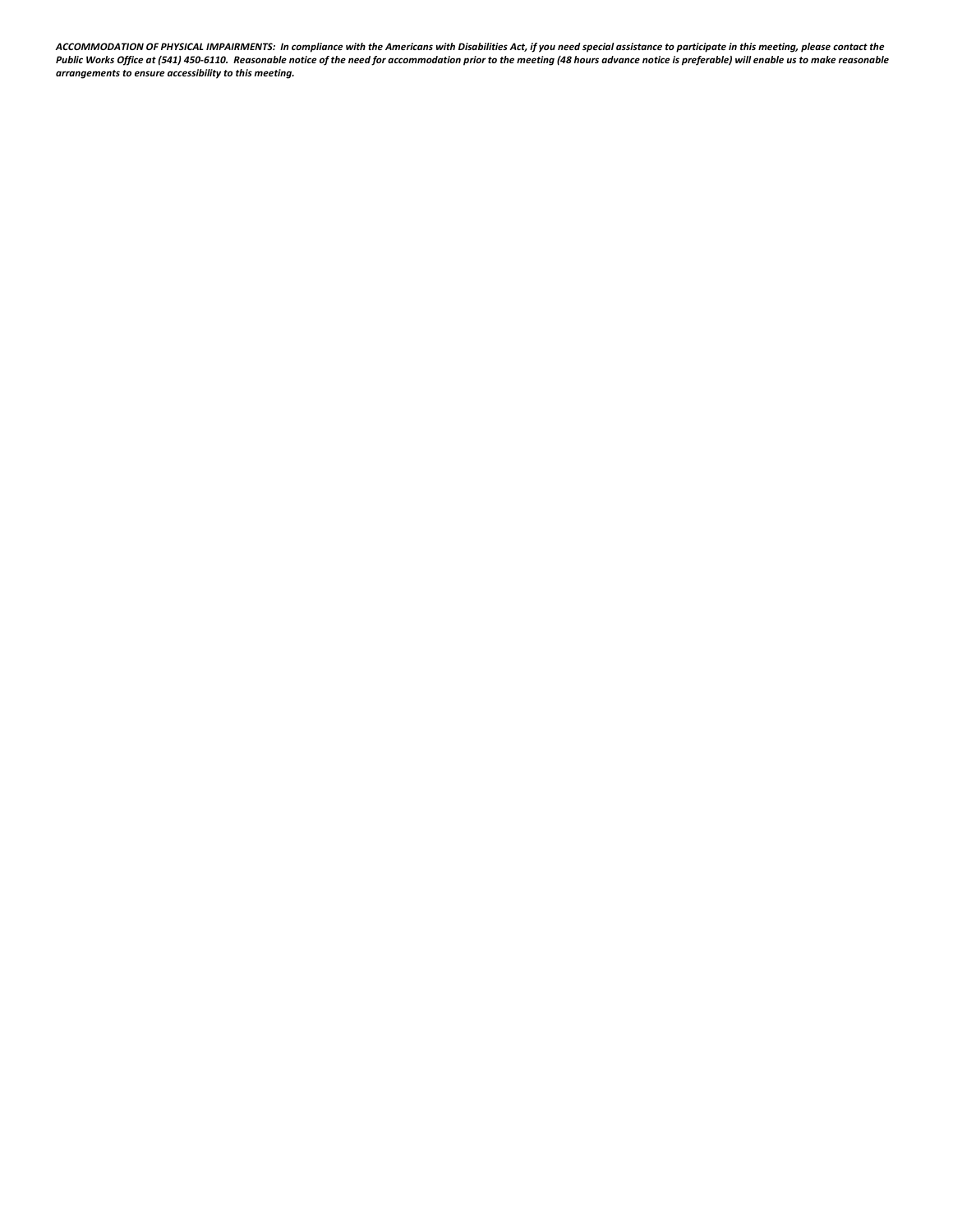***ACCOMMODATION OF PHYSICAL IMPAIRMENTS:** In compliance with the Americans with Disabilities Act, if you need special assistance to participate in this meeting, please contact the Public Works Office at (541) 450-6110. Reasonable notice of the need for accommodation prior to the meeting (48 hours advance notice is preferable) will enable us to make reasonable arrangements to ensure accessibility to this meeting.*